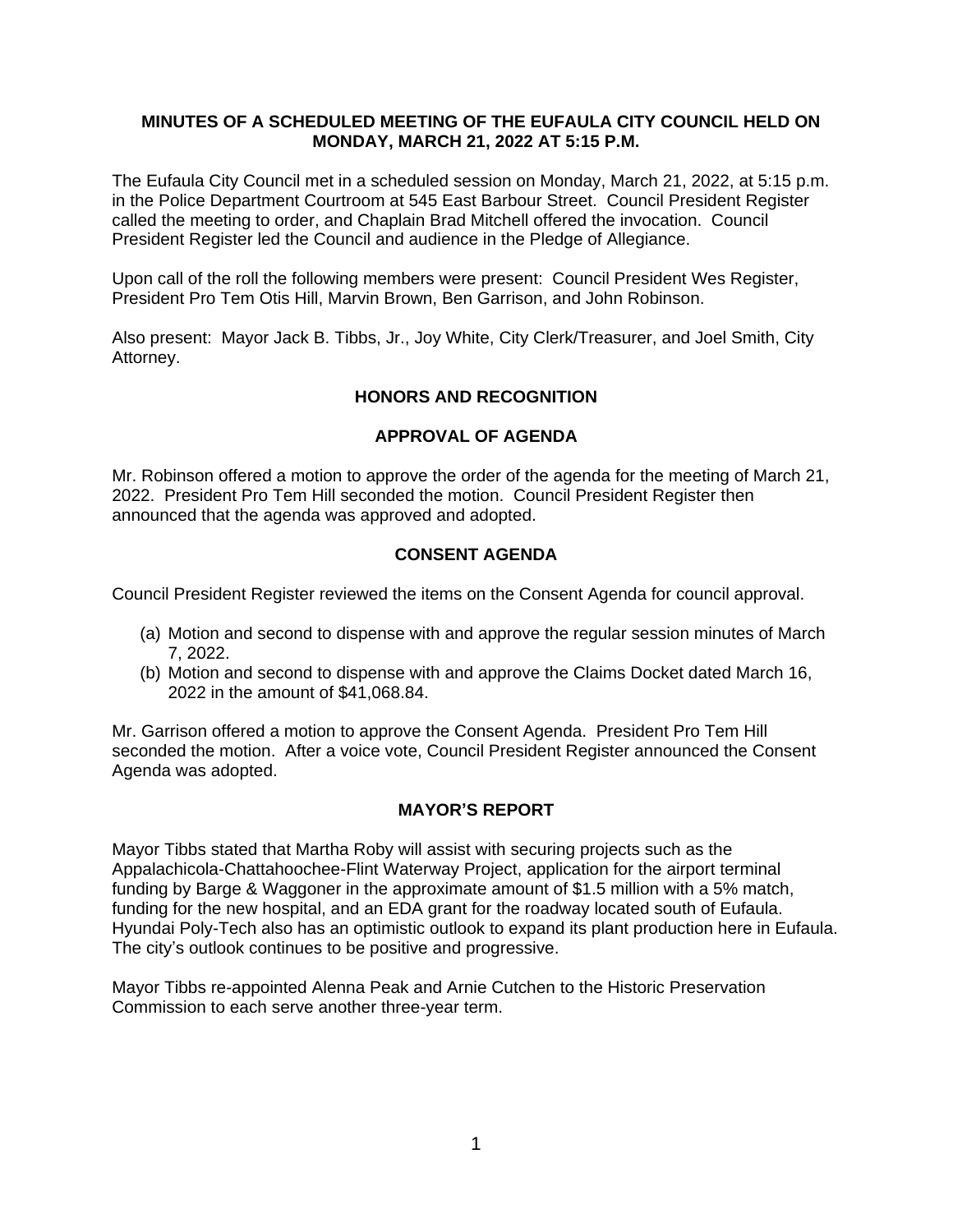# MINUTES OF A SCHEDULED MEETING OF THE EUFAULA CITY COUNCIL HELD ON MONDAY, MARCH 21, 2022 AT 5:15 P.M.

The Eufaula City Council met in a scheduled session on Monday, March 21, 2022, at 5:15 p.m. in the Police Department Courtroom at 545 East Barbour Street. Council President Register called the meeting to order, and Chaplain Brad Mitchell offered the invocation. Council President Register led the Council and audience in the Pledge of Allegiance.

Upon call of the roll the following members were present: Council President Wes Register, President Pro Tem Otis Hill, Marvin Brown, Ben Garrison, and John Robinson.

Also present: Mayor Jack B. Tibbs, Jr., Joy White, City Clerk/Treasurer, and Joel Smith, City Attorney.

## HONORS AND RECOGNITION

## APPROVAL OF AGENDA

Mr. Robinson offered a motion to approve the order of the agenda for the meeting of March 21, 2022. President Pro Tem Hill seconded the motion. Council President Register then announced that the agenda was approved and adopted.

## CONSENT AGENDA

Council President Register reviewed the items on the Consent Agenda for council approval.

(a) Motion and second to dispense with and approve the regular session minutes of March 7, 2022.
(b) Motion and second to dispense with and approve the Claims Docket dated March 16, 2022 in the amount of $41,068.84.

Mr. Garrison offered a motion to approve the Consent Agenda. President Pro Tem Hill seconded the motion. After a voice vote, Council President Register announced the Consent Agenda was adopted.

## MAYOR'S REPORT

Mayor Tibbs stated that Martha Roby will assist with securing projects such as the Appalachicola-Chattahoochee-Flint Waterway Project, application for the airport terminal funding by Barge & Waggoner in the approximate amount of $1.5 million with a 5% match, funding for the new hospital, and an EDA grant for the roadway located south of Eufaula. Hyundai Poly-Tech also has an optimistic outlook to expand its plant production here in Eufaula. The city's outlook continues to be positive and progressive.

Mayor Tibbs re-appointed Alenna Peak and Arnie Cutchen to the Historic Preservation Commission to each serve another three-year term.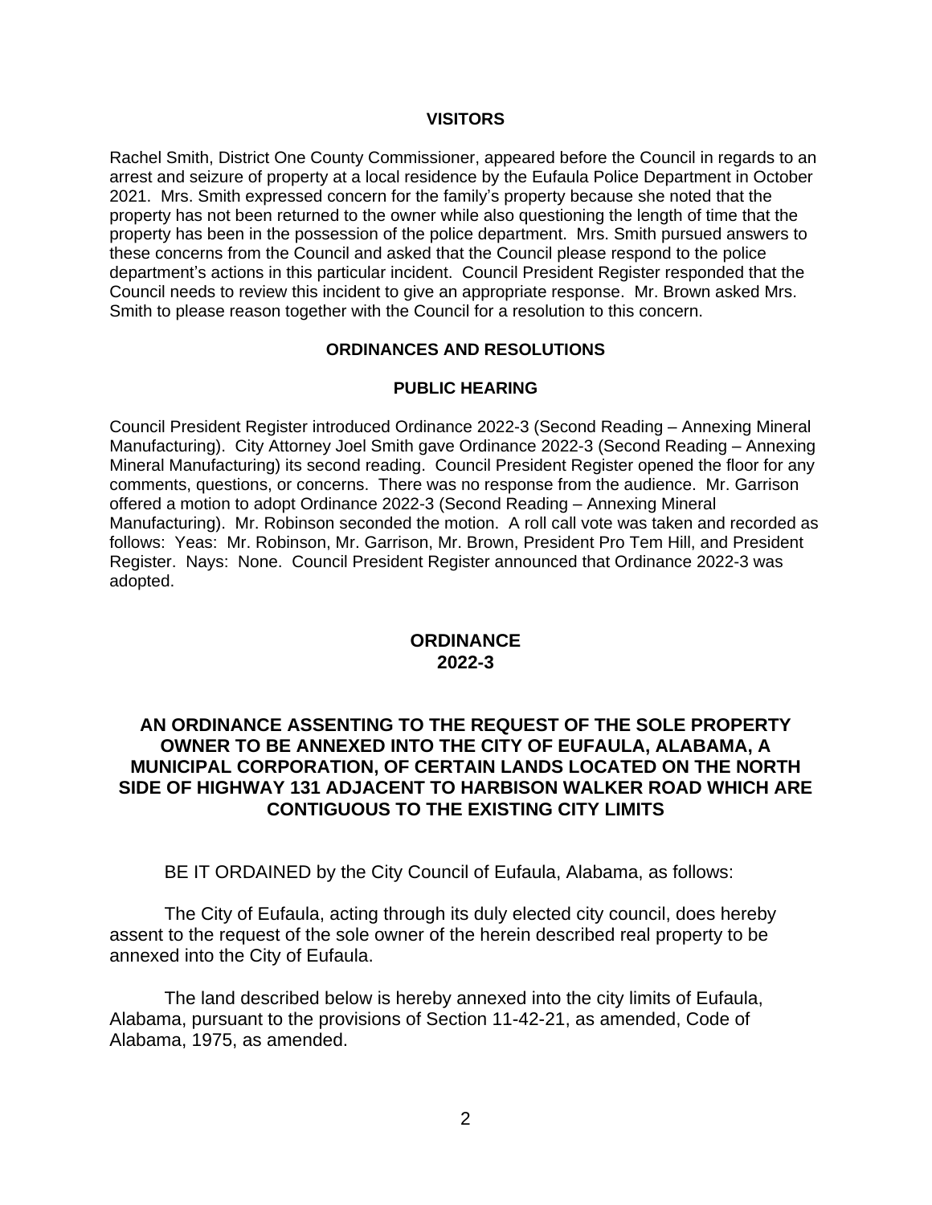## VISITORS

Rachel Smith, District One County Commissioner, appeared before the Council in regards to an arrest and seizure of property at a local residence by the Eufaula Police Department in October 2021. Mrs. Smith expressed concern for the family's property because she noted that the property has not been returned to the owner while also questioning the length of time that the property has been in the possession of the police department. Mrs. Smith pursued answers to these concerns from the Council and asked that the Council please respond to the police department's actions in this particular incident. Council President Register responded that the Council needs to review this incident to give an appropriate response. Mr. Brown asked Mrs. Smith to please reason together with the Council for a resolution to this concern.

## ORDINANCES AND RESOLUTIONS

### PUBLIC HEARING

Council President Register introduced Ordinance 2022-3 (Second Reading – Annexing Mineral Manufacturing). City Attorney Joel Smith gave Ordinance 2022-3 (Second Reading – Annexing Mineral Manufacturing) its second reading. Council President Register opened the floor for any comments, questions, or concerns. There was no response from the audience. Mr. Garrison offered a motion to adopt Ordinance 2022-3 (Second Reading – Annexing Mineral Manufacturing). Mr. Robinson seconded the motion. A roll call vote was taken and recorded as follows: Yeas: Mr. Robinson, Mr. Garrison, Mr. Brown, President Pro Tem Hill, and President Register. Nays: None. Council President Register announced that Ordinance 2022-3 was adopted.

## ORDINANCE 2022-3

### AN ORDINANCE ASSENTING TO THE REQUEST OF THE SOLE PROPERTY OWNER TO BE ANNEXED INTO THE CITY OF EUFAULA, ALABAMA, A MUNICIPAL CORPORATION, OF CERTAIN LANDS LOCATED ON THE NORTH SIDE OF HIGHWAY 131 ADJACENT TO HARBISON WALKER ROAD WHICH ARE CONTIGUOUS TO THE EXISTING CITY LIMITS

BE IT ORDAINED by the City Council of Eufaula, Alabama, as follows:

The City of Eufaula, acting through its duly elected city council, does hereby assent to the request of the sole owner of the herein described real property to be annexed into the City of Eufaula.

The land described below is hereby annexed into the city limits of Eufaula, Alabama, pursuant to the provisions of Section 11-42-21, as amended, Code of Alabama, 1975, as amended.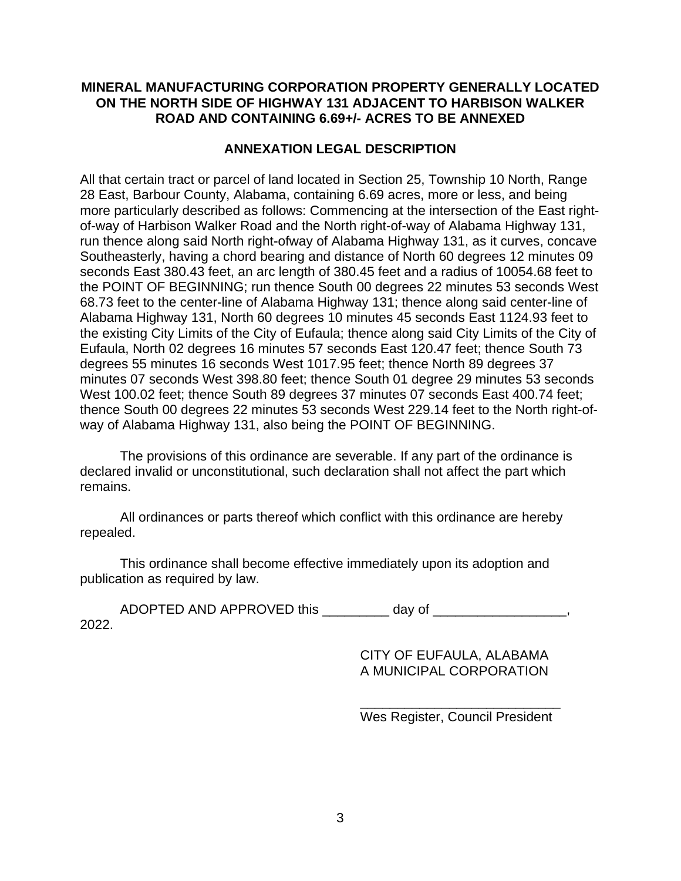**MINERAL MANUFACTURING CORPORATION PROPERTY GENERALLY LOCATED ON THE NORTH SIDE OF HIGHWAY 131 ADJACENT TO HARBISON WALKER ROAD AND CONTAINING 6.69+/- ACRES TO BE ANNEXED**

**ANNEXATION LEGAL DESCRIPTION**

All that certain tract or parcel of land located in Section 25, Township 10 North, Range 28 East, Barbour County, Alabama, containing 6.69 acres, more or less, and being more particularly described as follows: Commencing at the intersection of the East right-of-way of Harbison Walker Road and the North right-of-way of Alabama Highway 131, run thence along said North right-ofway of Alabama Highway 131, as it curves, concave Southeasterly, having a chord bearing and distance of North 60 degrees 12 minutes 09 seconds East 380.43 feet, an arc length of 380.45 feet and a radius of 10054.68 feet to the POINT OF BEGINNING; run thence South 00 degrees 22 minutes 53 seconds West 68.73 feet to the center-line of Alabama Highway 131; thence along said center-line of Alabama Highway 131, North 60 degrees 10 minutes 45 seconds East 1124.93 feet to the existing City Limits of the City of Eufaula; thence along said City Limits of the City of Eufaula, North 02 degrees 16 minutes 57 seconds East 120.47 feet; thence South 73 degrees 55 minutes 16 seconds West 1017.95 feet; thence North 89 degrees 37 minutes 07 seconds West 398.80 feet; thence South 01 degree 29 minutes 53 seconds West 100.02 feet; thence South 89 degrees 37 minutes 07 seconds East 400.74 feet; thence South 00 degrees 22 minutes 53 seconds West 229.14 feet to the North right-of-way of Alabama Highway 131, also being the POINT OF BEGINNING.

The provisions of this ordinance are severable. If any part of the ordinance is declared invalid or unconstitutional, such declaration shall not affect the part which remains.

All ordinances or parts thereof which conflict with this ordinance are hereby repealed.

This ordinance shall become effective immediately upon its adoption and publication as required by law.

ADOPTED AND APPROVED this _________ day of __________________, 2022.

CITY OF EUFAULA, ALABAMA
A MUNICIPAL CORPORATION

___________________________
Wes Register, Council President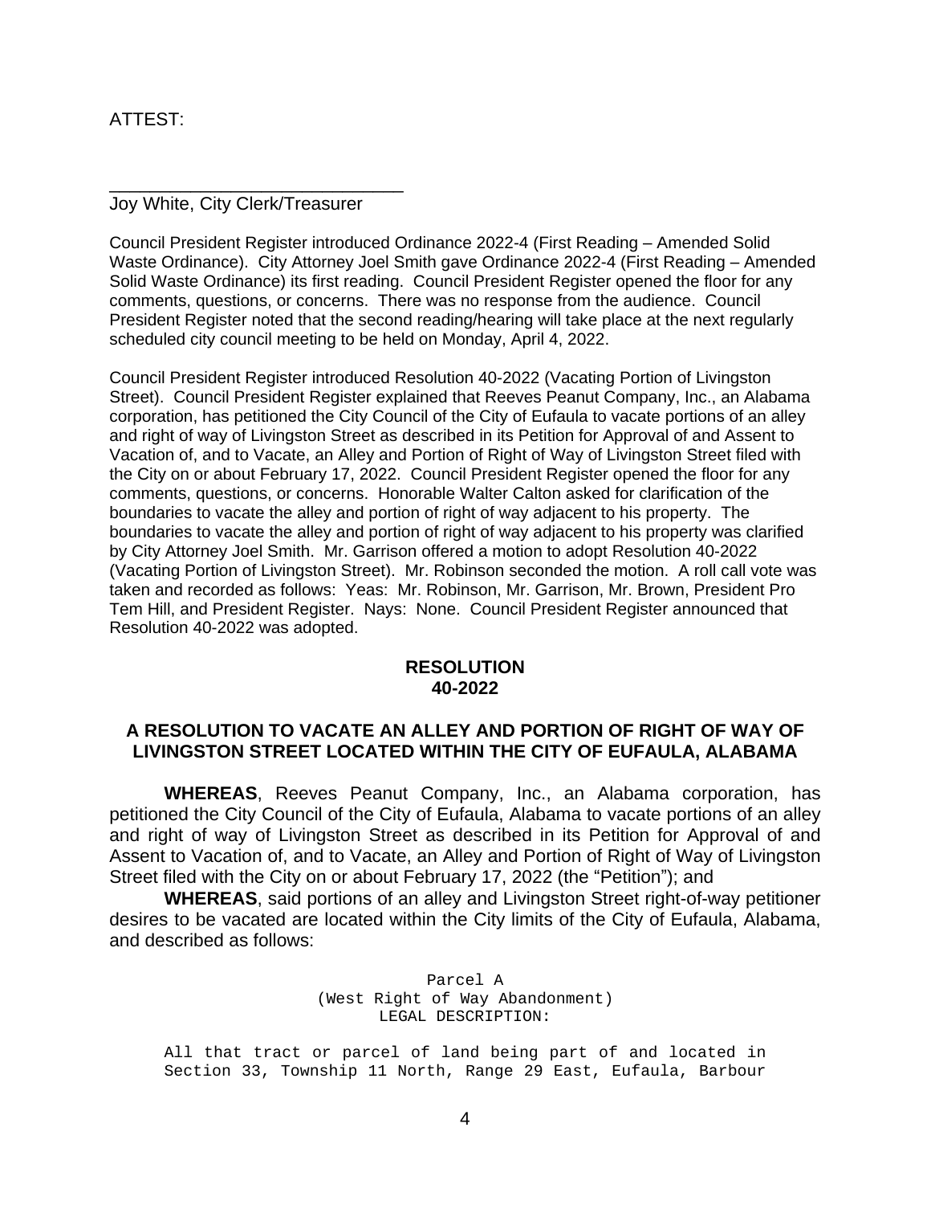ATTEST:

______________________________
Joy White, City Clerk/Treasurer

Council President Register introduced Ordinance 2022-4 (First Reading – Amended Solid Waste Ordinance). City Attorney Joel Smith gave Ordinance 2022-4 (First Reading – Amended Solid Waste Ordinance) its first reading. Council President Register opened the floor for any comments, questions, or concerns. There was no response from the audience. Council President Register noted that the second reading/hearing will take place at the next regularly scheduled city council meeting to be held on Monday, April 4, 2022.

Council President Register introduced Resolution 40-2022 (Vacating Portion of Livingston Street). Council President Register explained that Reeves Peanut Company, Inc., an Alabama corporation, has petitioned the City Council of the City of Eufaula to vacate portions of an alley and right of way of Livingston Street as described in its Petition for Approval of and Assent to Vacation of, and to Vacate, an Alley and Portion of Right of Way of Livingston Street filed with the City on or about February 17, 2022. Council President Register opened the floor for any comments, questions, or concerns. Honorable Walter Calton asked for clarification of the boundaries to vacate the alley and portion of right of way adjacent to his property. The boundaries to vacate the alley and portion of right of way adjacent to his property was clarified by City Attorney Joel Smith. Mr. Garrison offered a motion to adopt Resolution 40-2022 (Vacating Portion of Livingston Street). Mr. Robinson seconded the motion. A roll call vote was taken and recorded as follows: Yeas: Mr. Robinson, Mr. Garrison, Mr. Brown, President Pro Tem Hill, and President Register. Nays: None. Council President Register announced that Resolution 40-2022 was adopted.

## RESOLUTION 40-2022

### A RESOLUTION TO VACATE AN ALLEY AND PORTION OF RIGHT OF WAY OF LIVINGSTON STREET LOCATED WITHIN THE CITY OF EUFAULA, ALABAMA

**WHEREAS**, Reeves Peanut Company, Inc., an Alabama corporation, has petitioned the City Council of the City of Eufaula, Alabama to vacate portions of an alley and right of way of Livingston Street as described in its Petition for Approval of and Assent to Vacation of, and to Vacate, an Alley and Portion of Right of Way of Livingston Street filed with the City on or about February 17, 2022 (the "Petition"); and

**WHEREAS**, said portions of an alley and Livingston Street right-of-way petitioner desires to be vacated are located within the City limits of the City of Eufaula, Alabama, and described as follows:

Parcel A
(West Right of Way Abandonment)
LEGAL DESCRIPTION:

All that tract or parcel of land being part of and located in Section 33, Township 11 North, Range 29 East, Eufaula, Barbour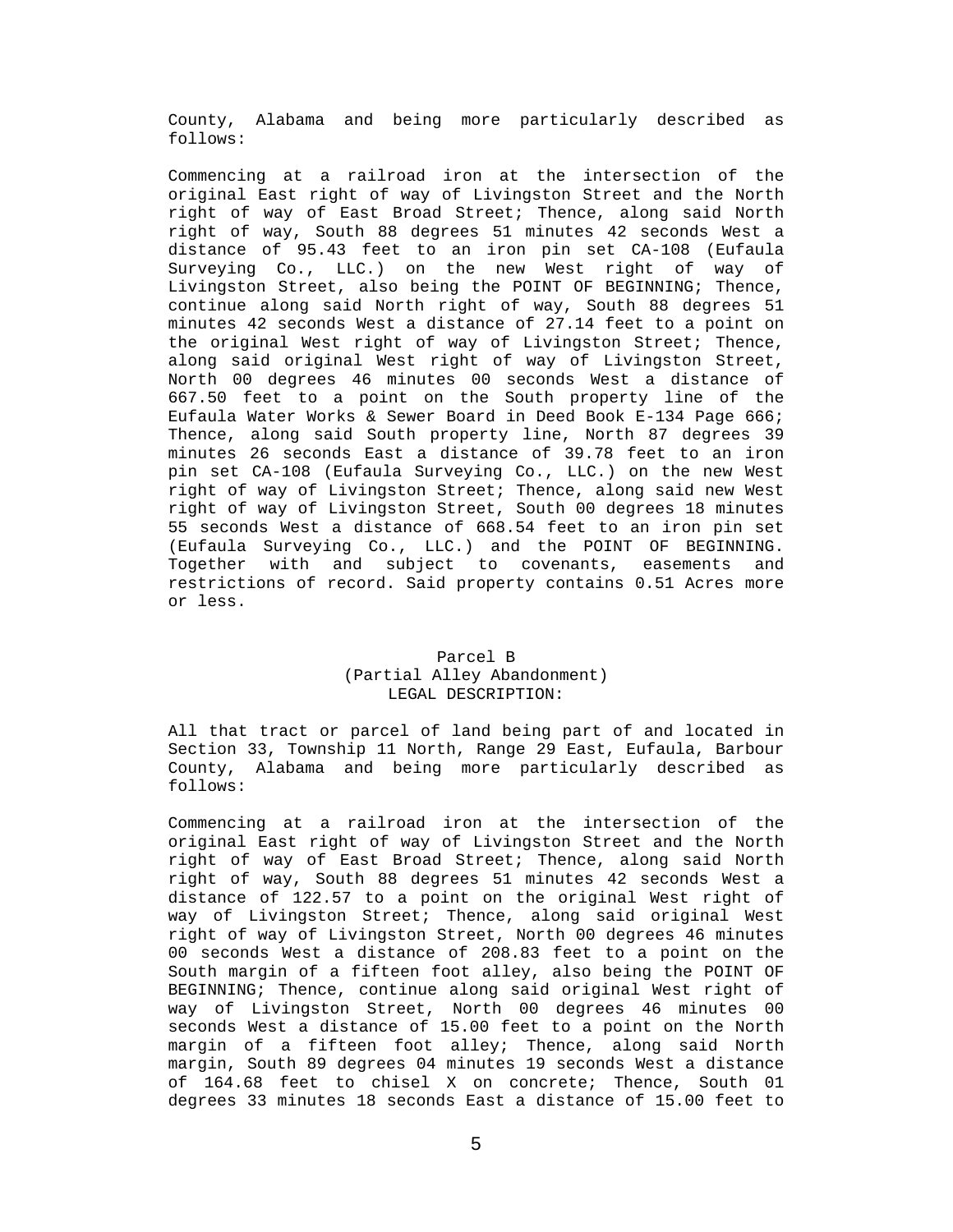County, Alabama and being more particularly described as follows:

Commencing at a railroad iron at the intersection of the original East right of way of Livingston Street and the North right of way of East Broad Street; Thence, along said North right of way, South 88 degrees 51 minutes 42 seconds West a distance of 95.43 feet to an iron pin set CA-108 (Eufaula Surveying Co., LLC.) on the new West right of way of Livingston Street, also being the POINT OF BEGINNING; Thence, continue along said North right of way, South 88 degrees 51 minutes 42 seconds West a distance of 27.14 feet to a point on the original West right of way of Livingston Street; Thence, along said original West right of way of Livingston Street, North 00 degrees 46 minutes 00 seconds West a distance of 667.50 feet to a point on the South property line of the Eufaula Water Works & Sewer Board in Deed Book E-134 Page 666; Thence, along said South property line, North 87 degrees 39 minutes 26 seconds East a distance of 39.78 feet to an iron pin set CA-108 (Eufaula Surveying Co., LLC.) on the new West right of way of Livingston Street; Thence, along said new West right of way of Livingston Street, South 00 degrees 18 minutes 55 seconds West a distance of 668.54 feet to an iron pin set (Eufaula Surveying Co., LLC.) and the POINT OF BEGINNING. Together with and subject to covenants, easements and restrictions of record. Said property contains 0.51 Acres more or less.

Parcel B
(Partial Alley Abandonment)
LEGAL DESCRIPTION:

All that tract or parcel of land being part of and located in Section 33, Township 11 North, Range 29 East, Eufaula, Barbour County, Alabama and being more particularly described as follows:

Commencing at a railroad iron at the intersection of the original East right of way of Livingston Street and the North right of way of East Broad Street; Thence, along said North right of way, South 88 degrees 51 minutes 42 seconds West a distance of 122.57 to a point on the original West right of way of Livingston Street; Thence, along said original West right of way of Livingston Street, North 00 degrees 46 minutes 00 seconds West a distance of 208.83 feet to a point on the South margin of a fifteen foot alley, also being the POINT OF BEGINNING; Thence, continue along said original West right of way of Livingston Street, North 00 degrees 46 minutes 00 seconds West a distance of 15.00 feet to a point on the North margin of a fifteen foot alley; Thence, along said North margin, South 89 degrees 04 minutes 19 seconds West a distance of 164.68 feet to chisel X on concrete; Thence, South 01 degrees 33 minutes 18 seconds East a distance of 15.00 feet to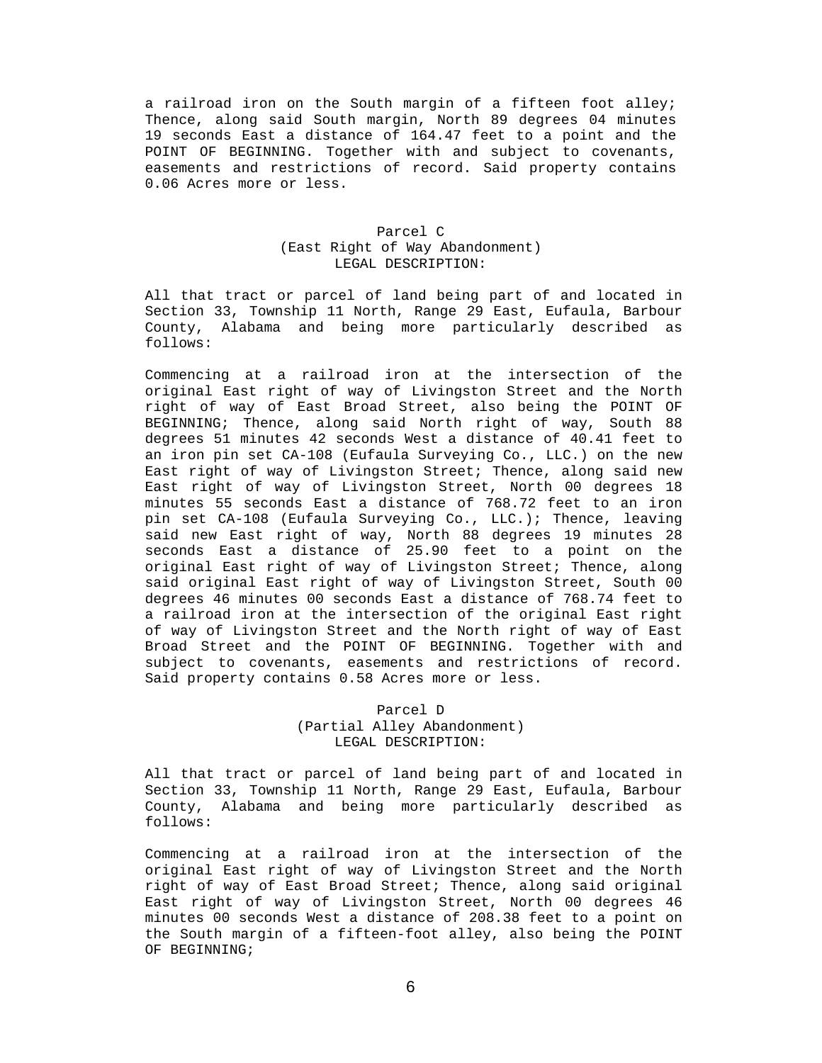a railroad iron on the South margin of a fifteen foot alley; Thence, along said South margin, North 89 degrees 04 minutes 19 seconds East a distance of 164.47 feet to a point and the POINT OF BEGINNING. Together with and subject to covenants, easements and restrictions of record. Said property contains 0.06 Acres more or less.

Parcel C
(East Right of Way Abandonment)
LEGAL DESCRIPTION:

All that tract or parcel of land being part of and located in Section 33, Township 11 North, Range 29 East, Eufaula, Barbour County, Alabama and being more particularly described as follows:

Commencing at a railroad iron at the intersection of the original East right of way of Livingston Street and the North right of way of East Broad Street, also being the POINT OF BEGINNING; Thence, along said North right of way, South 88 degrees 51 minutes 42 seconds West a distance of 40.41 feet to an iron pin set CA-108 (Eufaula Surveying Co., LLC.) on the new East right of way of Livingston Street; Thence, along said new East right of way of Livingston Street, North 00 degrees 18 minutes 55 seconds East a distance of 768.72 feet to an iron pin set CA-108 (Eufaula Surveying Co., LLC.); Thence, leaving said new East right of way, North 88 degrees 19 minutes 28 seconds East a distance of 25.90 feet to a point on the original East right of way of Livingston Street; Thence, along said original East right of way of Livingston Street, South 00 degrees 46 minutes 00 seconds East a distance of 768.74 feet to a railroad iron at the intersection of the original East right of way of Livingston Street and the North right of way of East Broad Street and the POINT OF BEGINNING. Together with and subject to covenants, easements and restrictions of record. Said property contains 0.58 Acres more or less.

Parcel D
(Partial Alley Abandonment)
LEGAL DESCRIPTION:

All that tract or parcel of land being part of and located in Section 33, Township 11 North, Range 29 East, Eufaula, Barbour County, Alabama and being more particularly described as follows:

Commencing at a railroad iron at the intersection of the original East right of way of Livingston Street and the North right of way of East Broad Street; Thence, along said original East right of way of Livingston Street, North 00 degrees 46 minutes 00 seconds West a distance of 208.38 feet to a point on the South margin of a fifteen-foot alley, also being the POINT OF BEGINNING;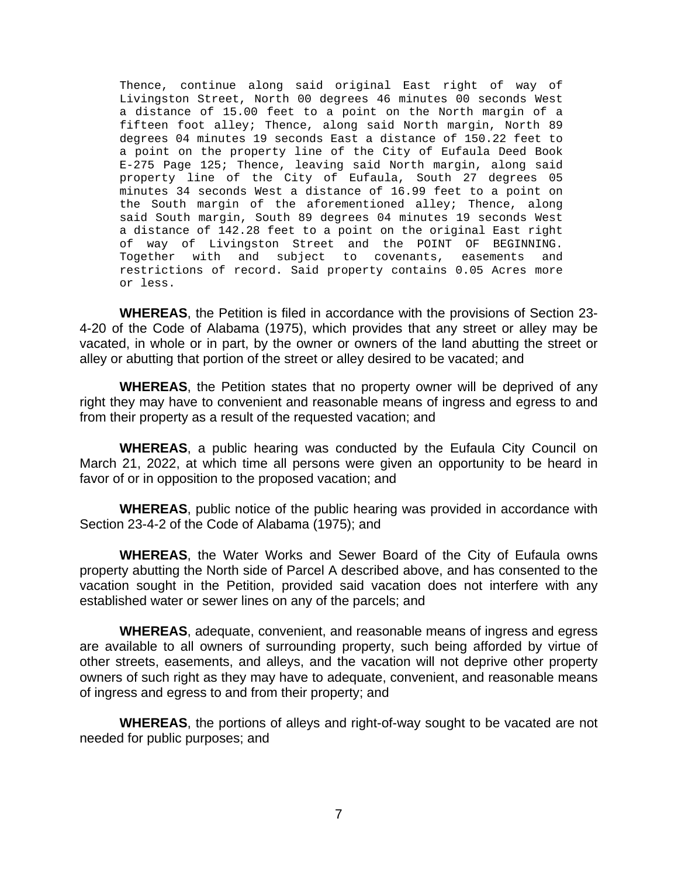Thence, continue along said original East right of way of Livingston Street, North 00 degrees 46 minutes 00 seconds West a distance of 15.00 feet to a point on the North margin of a fifteen foot alley; Thence, along said North margin, North 89 degrees 04 minutes 19 seconds East a distance of 150.22 feet to a point on the property line of the City of Eufaula Deed Book E-275 Page 125; Thence, leaving said North margin, along said property line of the City of Eufaula, South 27 degrees 05 minutes 34 seconds West a distance of 16.99 feet to a point on the South margin of the aforementioned alley; Thence, along said South margin, South 89 degrees 04 minutes 19 seconds West a distance of 142.28 feet to a point on the original East right of way of Livingston Street and the POINT OF BEGINNING. Together with and subject to covenants, easements and restrictions of record. Said property contains 0.05 Acres more or less.

**WHEREAS**, the Petition is filed in accordance with the provisions of Section 23-4-20 of the Code of Alabama (1975), which provides that any street or alley may be vacated, in whole or in part, by the owner or owners of the land abutting the street or alley or abutting that portion of the street or alley desired to be vacated; and

**WHEREAS**, the Petition states that no property owner will be deprived of any right they may have to convenient and reasonable means of ingress and egress to and from their property as a result of the requested vacation; and

**WHEREAS**, a public hearing was conducted by the Eufaula City Council on March 21, 2022, at which time all persons were given an opportunity to be heard in favor of or in opposition to the proposed vacation; and

**WHEREAS**, public notice of the public hearing was provided in accordance with Section 23-4-2 of the Code of Alabama (1975); and

**WHEREAS**, the Water Works and Sewer Board of the City of Eufaula owns property abutting the North side of Parcel A described above, and has consented to the vacation sought in the Petition, provided said vacation does not interfere with any established water or sewer lines on any of the parcels; and

**WHEREAS**, adequate, convenient, and reasonable means of ingress and egress are available to all owners of surrounding property, such being afforded by virtue of other streets, easements, and alleys, and the vacation will not deprive other property owners of such right as they may have to adequate, convenient, and reasonable means of ingress and egress to and from their property; and

**WHEREAS**, the portions of alleys and right-of-way sought to be vacated are not needed for public purposes; and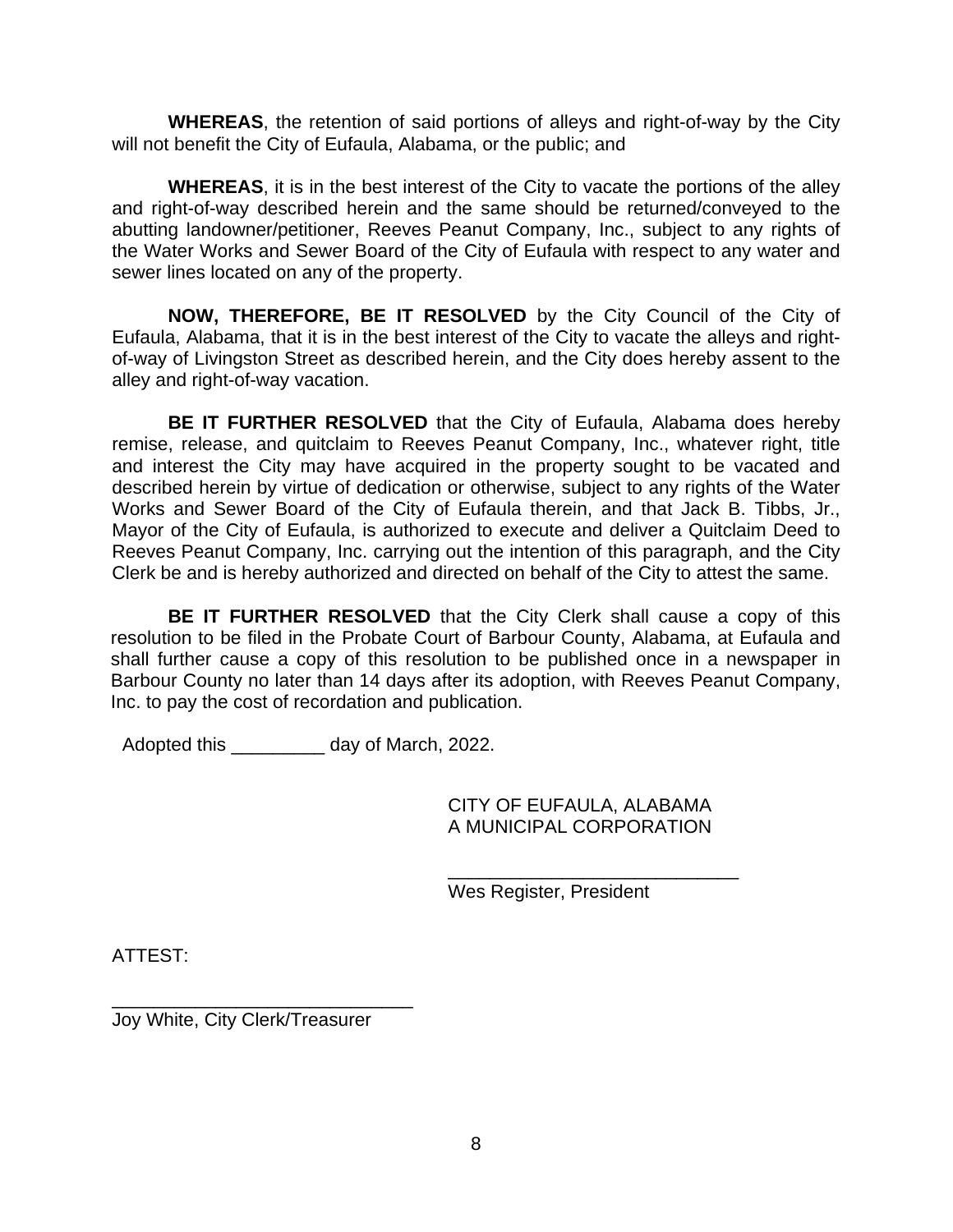**WHEREAS**, the retention of said portions of alleys and right-of-way by the City will not benefit the City of Eufaula, Alabama, or the public; and

**WHEREAS**, it is in the best interest of the City to vacate the portions of the alley and right-of-way described herein and the same should be returned/conveyed to the abutting landowner/petitioner, Reeves Peanut Company, Inc., subject to any rights of the Water Works and Sewer Board of the City of Eufaula with respect to any water and sewer lines located on any of the property.

**NOW, THEREFORE, BE IT RESOLVED** by the City Council of the City of Eufaula, Alabama, that it is in the best interest of the City to vacate the alleys and right-of-way of Livingston Street as described herein, and the City does hereby assent to the alley and right-of-way vacation.

**BE IT FURTHER RESOLVED** that the City of Eufaula, Alabama does hereby remise, release, and quitclaim to Reeves Peanut Company, Inc., whatever right, title and interest the City may have acquired in the property sought to be vacated and described herein by virtue of dedication or otherwise, subject to any rights of the Water Works and Sewer Board of the City of Eufaula therein, and that Jack B. Tibbs, Jr., Mayor of the City of Eufaula, is authorized to execute and deliver a Quitclaim Deed to Reeves Peanut Company, Inc. carrying out the intention of this paragraph, and the City Clerk be and is hereby authorized and directed on behalf of the City to attest the same.

**BE IT FURTHER RESOLVED** that the City Clerk shall cause a copy of this resolution to be filed in the Probate Court of Barbour County, Alabama, at Eufaula and shall further cause a copy of this resolution to be published once in a newspaper in Barbour County no later than 14 days after its adoption, with Reeves Peanut Company, Inc. to pay the cost of recordation and publication.

Adopted this _________ day of March, 2022.

CITY OF EUFAULA, ALABAMA
A MUNICIPAL CORPORATION

____________________________
Wes Register, President

ATTEST:

_____________________________
Joy White, City Clerk/Treasurer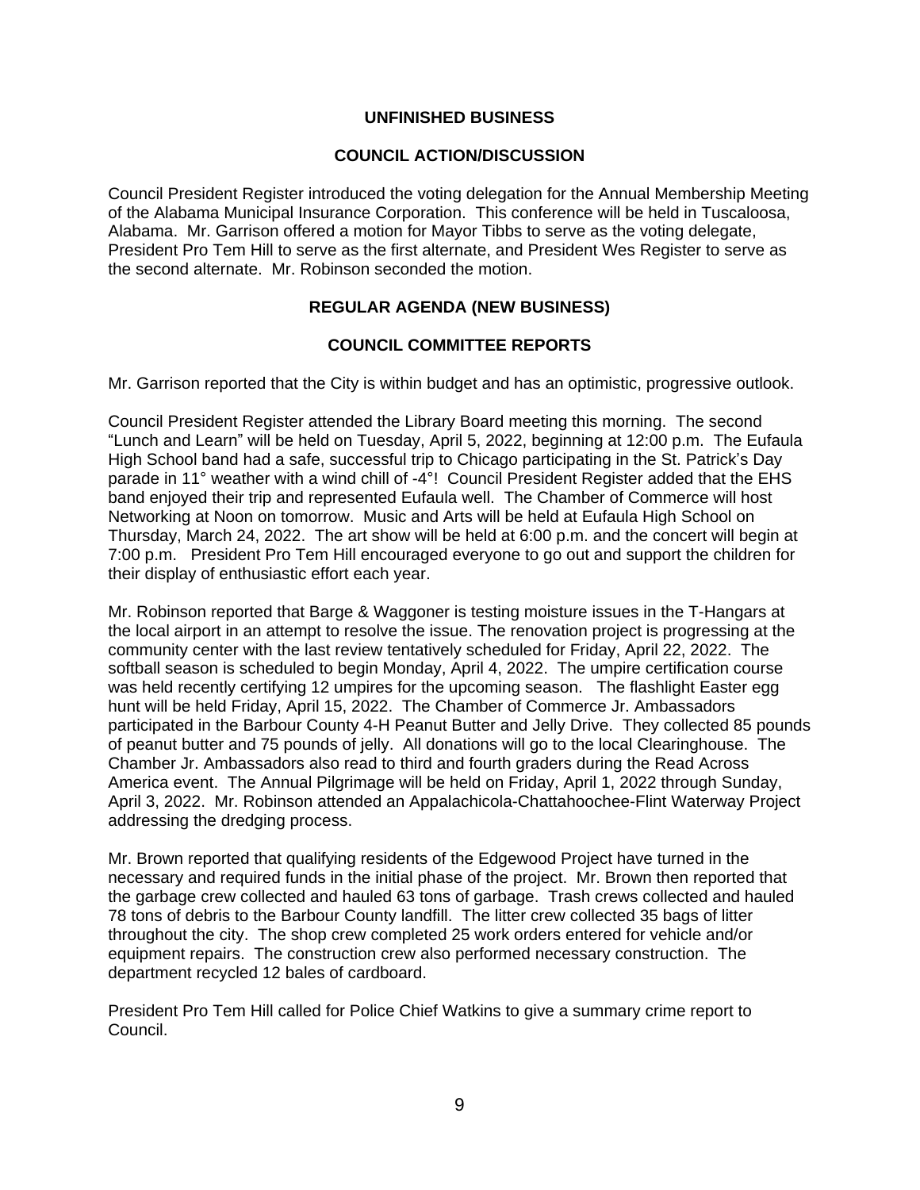**UNFINISHED BUSINESS**

**COUNCIL ACTION/DISCUSSION**

Council President Register introduced the voting delegation for the Annual Membership Meeting of the Alabama Municipal Insurance Corporation. This conference will be held in Tuscaloosa, Alabama. Mr. Garrison offered a motion for Mayor Tibbs to serve as the voting delegate, President Pro Tem Hill to serve as the first alternate, and President Wes Register to serve as the second alternate. Mr. Robinson seconded the motion.

**REGULAR AGENDA (NEW BUSINESS)**

**COUNCIL COMMITTEE REPORTS**

Mr. Garrison reported that the City is within budget and has an optimistic, progressive outlook.

Council President Register attended the Library Board meeting this morning. The second "Lunch and Learn" will be held on Tuesday, April 5, 2022, beginning at 12:00 p.m. The Eufaula High School band had a safe, successful trip to Chicago participating in the St. Patrick's Day parade in 11° weather with a wind chill of -4°! Council President Register added that the EHS band enjoyed their trip and represented Eufaula well. The Chamber of Commerce will host Networking at Noon on tomorrow. Music and Arts will be held at Eufaula High School on Thursday, March 24, 2022. The art show will be held at 6:00 p.m. and the concert will begin at 7:00 p.m. President Pro Tem Hill encouraged everyone to go out and support the children for their display of enthusiastic effort each year.

Mr. Robinson reported that Barge & Waggoner is testing moisture issues in the T-Hangars at the local airport in an attempt to resolve the issue. The renovation project is progressing at the community center with the last review tentatively scheduled for Friday, April 22, 2022. The softball season is scheduled to begin Monday, April 4, 2022. The umpire certification course was held recently certifying 12 umpires for the upcoming season. The flashlight Easter egg hunt will be held Friday, April 15, 2022. The Chamber of Commerce Jr. Ambassadors participated in the Barbour County 4-H Peanut Butter and Jelly Drive. They collected 85 pounds of peanut butter and 75 pounds of jelly. All donations will go to the local Clearinghouse. The Chamber Jr. Ambassadors also read to third and fourth graders during the Read Across America event. The Annual Pilgrimage will be held on Friday, April 1, 2022 through Sunday, April 3, 2022. Mr. Robinson attended an Appalachicola-Chattahoochee-Flint Waterway Project addressing the dredging process.

Mr. Brown reported that qualifying residents of the Edgewood Project have turned in the necessary and required funds in the initial phase of the project. Mr. Brown then reported that the garbage crew collected and hauled 63 tons of garbage. Trash crews collected and hauled 78 tons of debris to the Barbour County landfill. The litter crew collected 35 bags of litter throughout the city. The shop crew completed 25 work orders entered for vehicle and/or equipment repairs. The construction crew also performed necessary construction. The department recycled 12 bales of cardboard.

President Pro Tem Hill called for Police Chief Watkins to give a summary crime report to Council.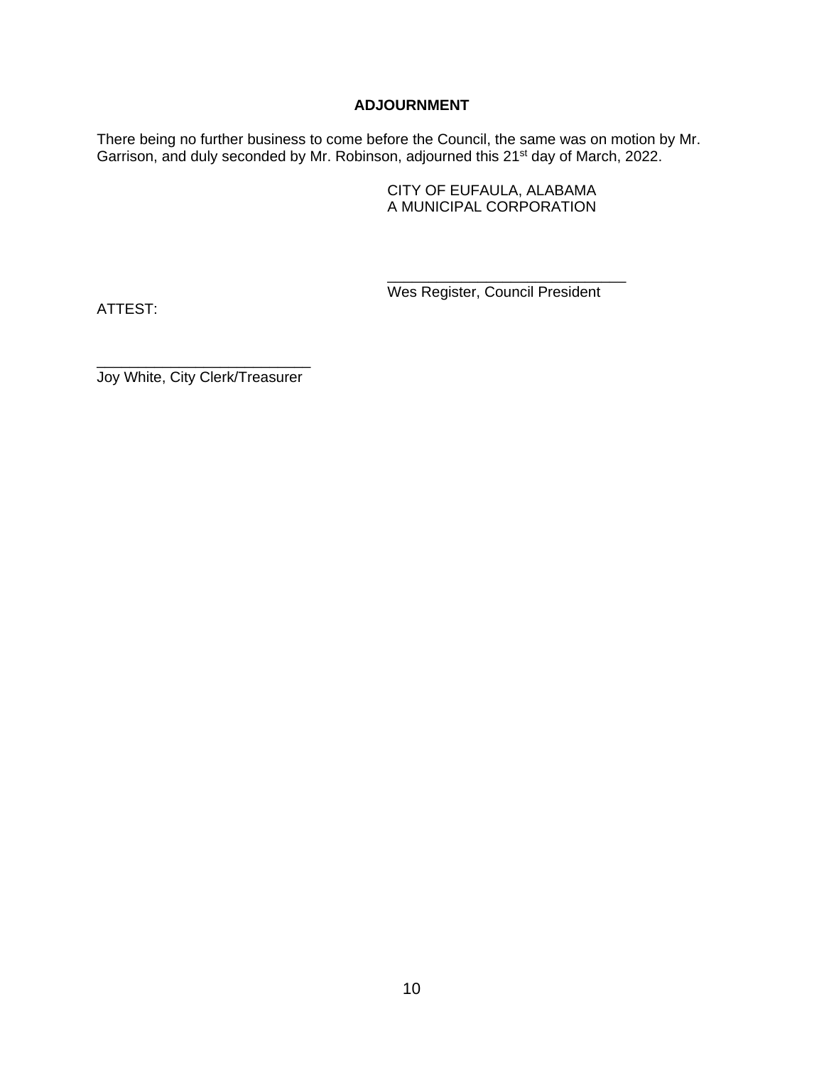## ADJOURNMENT

There being no further business to come before the Council, the same was on motion by Mr. Garrison, and duly seconded by Mr. Robinson, adjourned this 21st day of March, 2022.

CITY OF EUFAULA, ALABAMA
A MUNICIPAL CORPORATION

_____________________________
Wes Register, Council President

ATTEST:

___________________________
Joy White, City Clerk/Treasurer